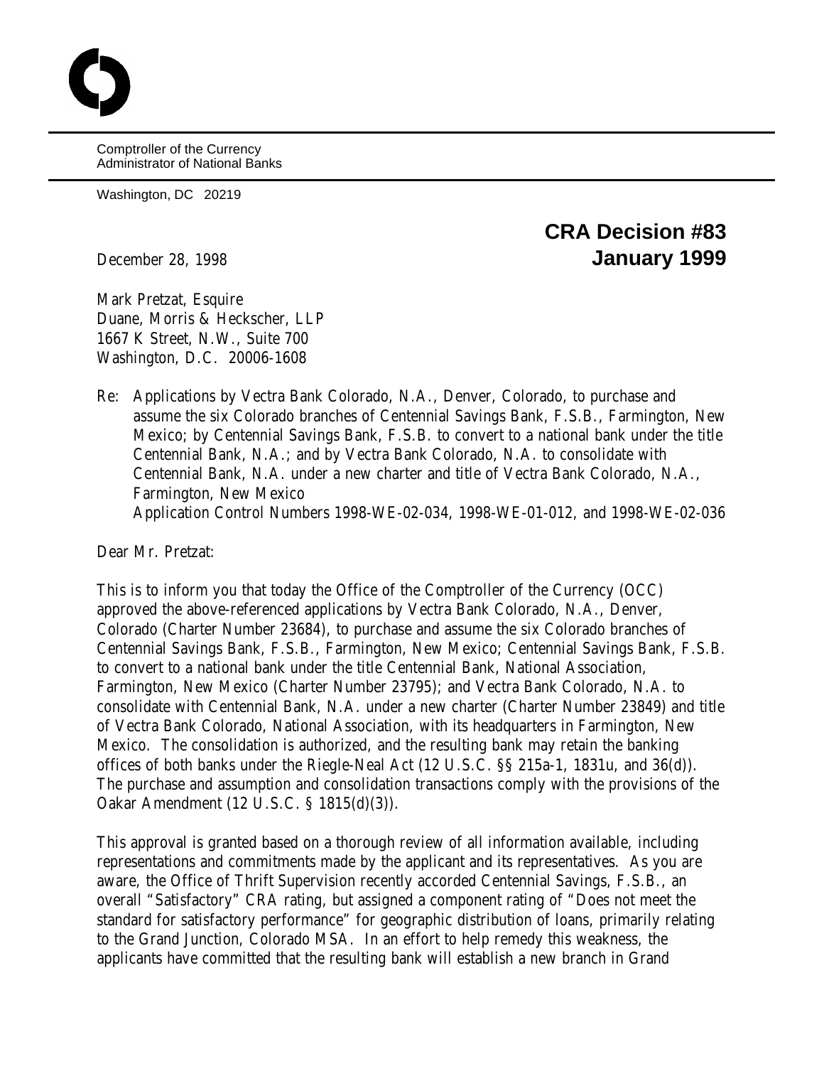Comptroller of the Currency
Administrator of National Banks

Washington, DC 20219

**CRA Decision #83**
**January 1999**

December 28, 1998

Mark Pretzat, Esquire
Duane, Morris & Heckscher, LLP
1667 K Street, N.W., Suite 700
Washington, D.C. 20006-1608

Re: Applications by Vectra Bank Colorado, N.A., Denver, Colorado, to purchase and assume the six Colorado branches of Centennial Savings Bank, F.S.B., Farmington, New Mexico; by Centennial Savings Bank, F.S.B. to convert to a national bank under the title Centennial Bank, N.A.; and by Vectra Bank Colorado, N.A. to consolidate with Centennial Bank, N.A. under a new charter and title of Vectra Bank Colorado, N.A., Farmington, New Mexico
Application Control Numbers 1998-WE-02-034, 1998-WE-01-012, and 1998-WE-02-036

Dear Mr. Pretzat:

This is to inform you that today the Office of the Comptroller of the Currency (OCC) approved the above-referenced applications by Vectra Bank Colorado, N.A., Denver, Colorado (Charter Number 23684), to purchase and assume the six Colorado branches of Centennial Savings Bank, F.S.B., Farmington, New Mexico; Centennial Savings Bank, F.S.B. to convert to a national bank under the title Centennial Bank, National Association, Farmington, New Mexico (Charter Number 23795); and Vectra Bank Colorado, N.A. to consolidate with Centennial Bank, N.A. under a new charter (Charter Number 23849) and title of Vectra Bank Colorado, National Association, with its headquarters in Farmington, New Mexico. The consolidation is authorized, and the resulting bank may retain the banking offices of both banks under the Riegle-Neal Act (12 U.S.C. §§ 215a-1, 1831u, and 36(d)). The purchase and assumption and consolidation transactions comply with the provisions of the Oakar Amendment (12 U.S.C. § 1815(d)(3)).

This approval is granted based on a thorough review of all information available, including representations and commitments made by the applicant and its representatives. As you are aware, the Office of Thrift Supervision recently accorded Centennial Savings, F.S.B., an overall "Satisfactory" CRA rating, but assigned a component rating of "Does not meet the standard for satisfactory performance" for geographic distribution of loans, primarily relating to the Grand Junction, Colorado MSA. In an effort to help remedy this weakness, the applicants have committed that the resulting bank will establish a new branch in Grand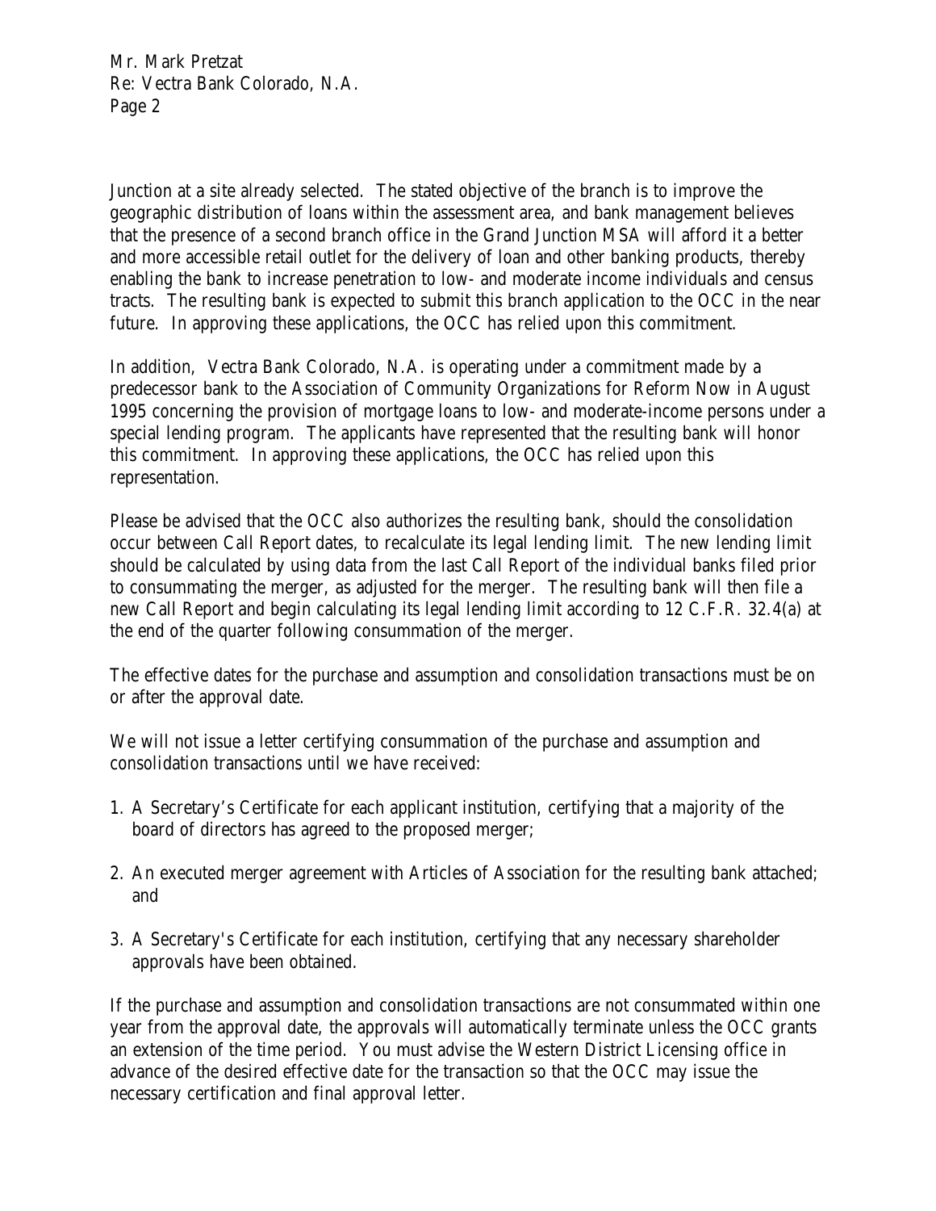Junction at a site already selected. The stated objective of the branch is to improve the geographic distribution of loans within the assessment area, and bank management believes that the presence of a second branch office in the Grand Junction MSA will afford it a better and more accessible retail outlet for the delivery of loan and other banking products, thereby enabling the bank to increase penetration to low- and moderate income individuals and census tracts. The resulting bank is expected to submit this branch application to the OCC in the near future. In approving these applications, the OCC has relied upon this commitment.

In addition, Vectra Bank Colorado, N.A. is operating under a commitment made by a predecessor bank to the Association of Community Organizations for Reform Now in August 1995 concerning the provision of mortgage loans to low- and moderate-income persons under a special lending program. The applicants have represented that the resulting bank will honor this commitment. In approving these applications, the OCC has relied upon this representation.

Please be advised that the OCC also authorizes the resulting bank, should the consolidation occur between Call Report dates, to recalculate its legal lending limit. The new lending limit should be calculated by using data from the last Call Report of the individual banks filed prior to consummating the merger, as adjusted for the merger. The resulting bank will then file a new Call Report and begin calculating its legal lending limit according to 12 C.F.R. 32.4(a) at the end of the quarter following consummation of the merger.

The effective dates for the purchase and assumption and consolidation transactions must be on or after the approval date.

We will not issue a letter certifying consummation of the purchase and assumption and consolidation transactions until we have received:

1. A Secretary's Certificate for each applicant institution, certifying that a majority of the board of directors has agreed to the proposed merger;

2. An executed merger agreement with Articles of Association for the resulting bank attached; and

3. A Secretary's Certificate for each institution, certifying that any necessary shareholder approvals have been obtained.

If the purchase and assumption and consolidation transactions are not consummated within one year from the approval date, the approvals will automatically terminate unless the OCC grants an extension of the time period. You must advise the Western District Licensing office in advance of the desired effective date for the transaction so that the OCC may issue the necessary certification and final approval letter.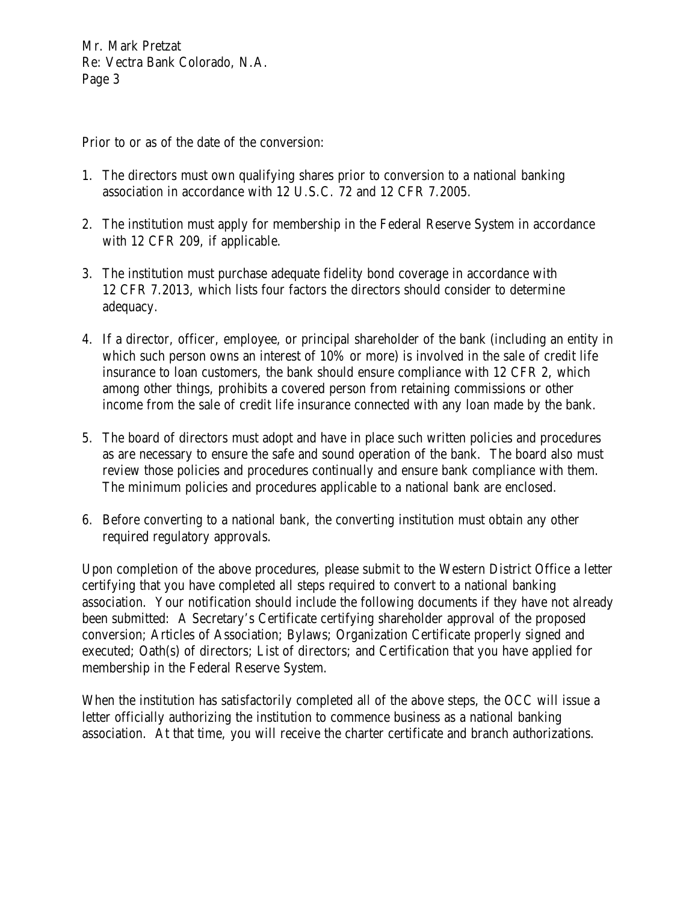Prior to or as of the date of the conversion:

1. The directors must own qualifying shares prior to conversion to a national banking association in accordance with 12 U.S.C. 72 and 12 CFR 7.2005.

2. The institution must apply for membership in the Federal Reserve System in accordance with 12 CFR 209, if applicable.

3. The institution must purchase adequate fidelity bond coverage in accordance with 12 CFR 7.2013, which lists four factors the directors should consider to determine adequacy.

4. If a director, officer, employee, or principal shareholder of the bank (including an entity in which such person owns an interest of 10% or more) is involved in the sale of credit life insurance to loan customers, the bank should ensure compliance with 12 CFR 2, which among other things, prohibits a covered person from retaining commissions or other income from the sale of credit life insurance connected with any loan made by the bank.

5. The board of directors must adopt and have in place such written policies and procedures as are necessary to ensure the safe and sound operation of the bank. The board also must review those policies and procedures continually and ensure bank compliance with them. The minimum policies and procedures applicable to a national bank are enclosed.

6. Before converting to a national bank, the converting institution must obtain any other required regulatory approvals.

Upon completion of the above procedures, please submit to the Western District Office a letter certifying that you have completed all steps required to convert to a national banking association. Your notification should include the following documents if they have not already been submitted: A Secretary's Certificate certifying shareholder approval of the proposed conversion; Articles of Association; Bylaws; Organization Certificate properly signed and executed; Oath(s) of directors; List of directors; and Certification that you have applied for membership in the Federal Reserve System.

When the institution has satisfactorily completed all of the above steps, the OCC will issue a letter officially authorizing the institution to commence business as a national banking association. At that time, you will receive the charter certificate and branch authorizations.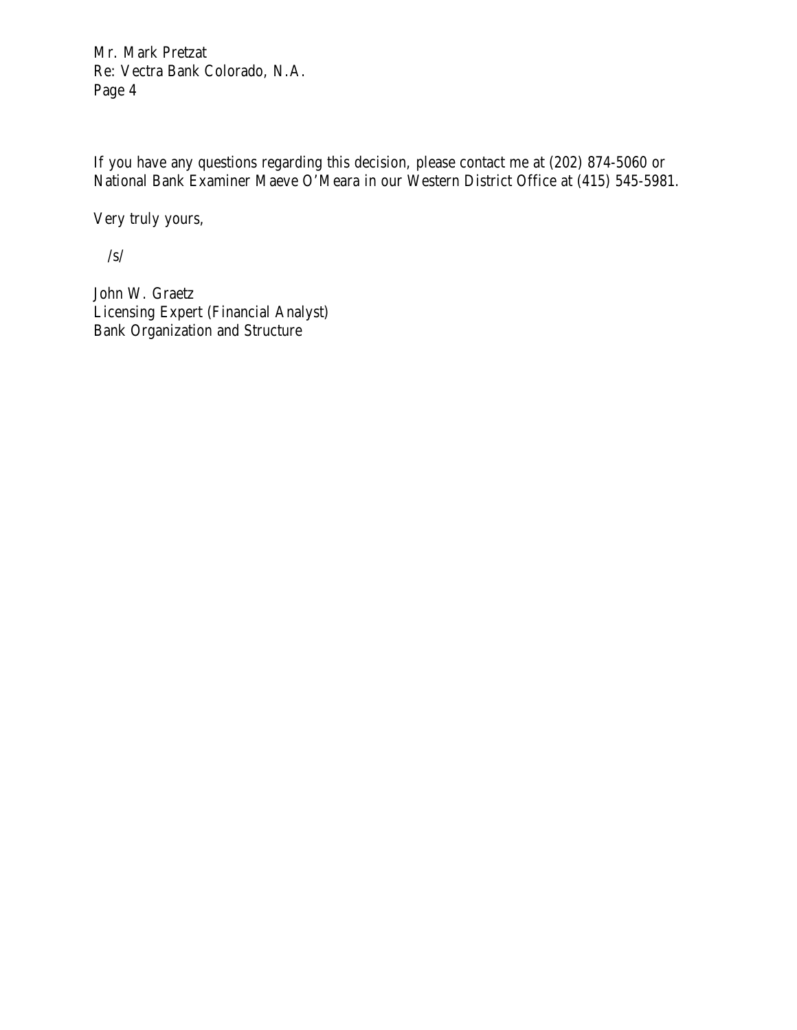If you have any questions regarding this decision, please contact me at (202) 874-5060 or National Bank Examiner Maeve O'Meara in our Western District Office at (415) 545-5981.

Very truly yours,

/s/

John W. Graetz
Licensing Expert (Financial Analyst)
Bank Organization and Structure